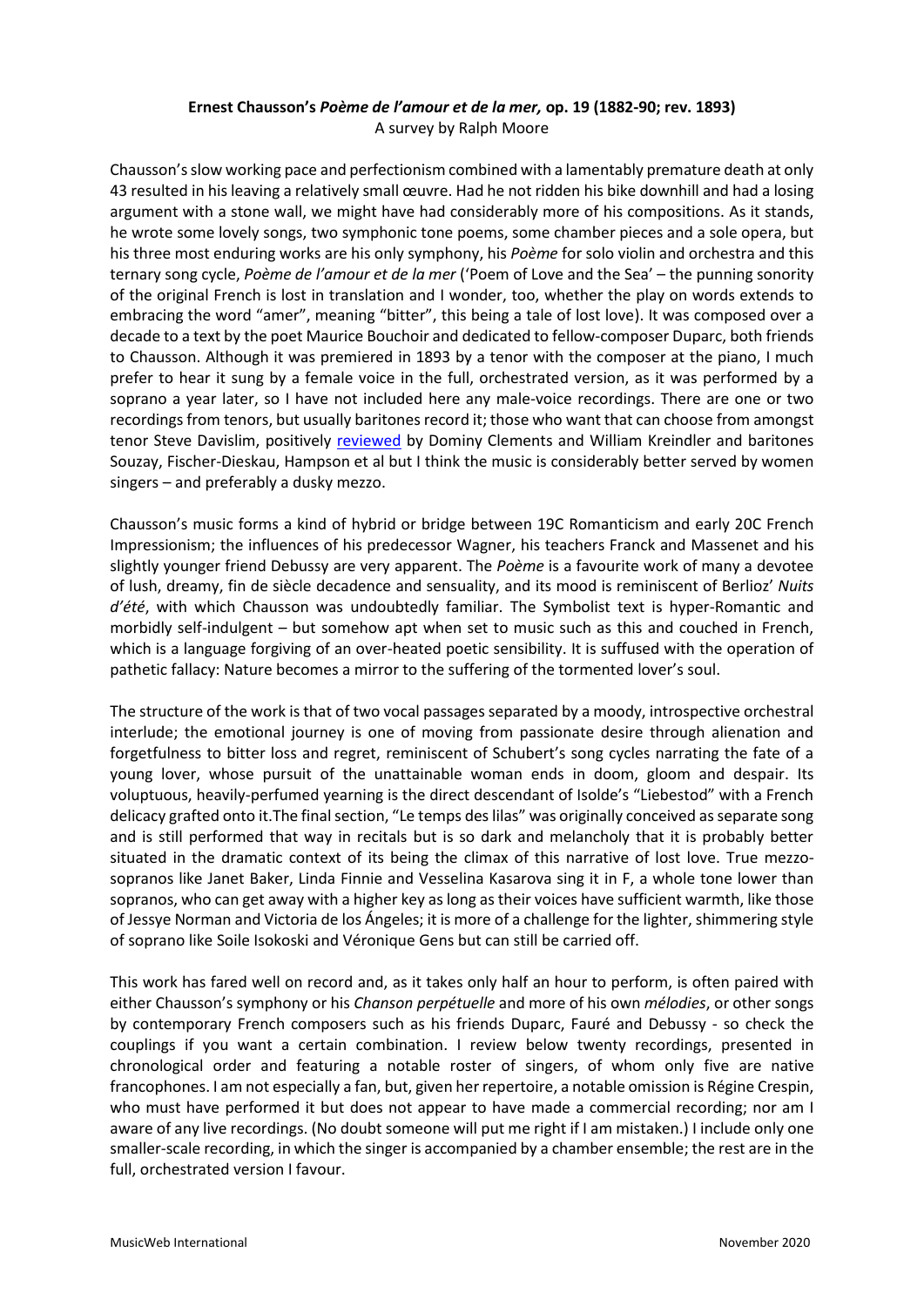**Ernest Chausson's *Poème de l'amour et de la mer,* op. 19 (1882-90; rev. 1893)**
A survey by Ralph Moore

Chausson's slow working pace and perfectionism combined with a lamentably premature death at only 43 resulted in his leaving a relatively small œuvre. Had he not ridden his bike downhill and had a losing argument with a stone wall, we might have had considerably more of his compositions. As it stands, he wrote some lovely songs, two symphonic tone poems, some chamber pieces and a sole opera, but his three most enduring works are his only symphony, his *Poème* for solo violin and orchestra and this ternary song cycle, *Poème de l'amour et de la mer* ('Poem of Love and the Sea' – the punning sonority of the original French is lost in translation and I wonder, too, whether the play on words extends to embracing the word "amer", meaning "bitter", this being a tale of lost love). It was composed over a decade to a text by the poet Maurice Bouchoir and dedicated to fellow-composer Duparc, both friends to Chausson. Although it was premiered in 1893 by a tenor with the composer at the piano, I much prefer to hear it sung by a female voice in the full, orchestrated version, as it was performed by a soprano a year later, so I have not included here any male-voice recordings. There are one or two recordings from tenors, but usually baritones record it; those who want that can choose from amongst tenor Steve Davislim, positively reviewed by Dominy Clements and William Kreindler and baritones Souzay, Fischer-Dieskau, Hampson et al but I think the music is considerably better served by women singers – and preferably a dusky mezzo.

Chausson's music forms a kind of hybrid or bridge between 19C Romanticism and early 20C French Impressionism; the influences of his predecessor Wagner, his teachers Franck and Massenet and his slightly younger friend Debussy are very apparent. The *Poème* is a favourite work of many a devotee of lush, dreamy, fin de siècle decadence and sensuality, and its mood is reminiscent of Berlioz' *Nuits d'été*, with which Chausson was undoubtedly familiar. The Symbolist text is hyper-Romantic and morbidly self-indulgent – but somehow apt when set to music such as this and couched in French, which is a language forgiving of an over-heated poetic sensibility. It is suffused with the operation of pathetic fallacy: Nature becomes a mirror to the suffering of the tormented lover's soul.

The structure of the work is that of two vocal passages separated by a moody, introspective orchestral interlude; the emotional journey is one of moving from passionate desire through alienation and forgetfulness to bitter loss and regret, reminiscent of Schubert's song cycles narrating the fate of a young lover, whose pursuit of the unattainable woman ends in doom, gloom and despair. Its voluptuous, heavily-perfumed yearning is the direct descendant of Isolde's "Liebestod" with a French delicacy grafted onto it.The final section, "Le temps des lilas" was originally conceived as separate song and is still performed that way in recitals but is so dark and melancholy that it is probably better situated in the dramatic context of its being the climax of this narrative of lost love. True mezzo-sopranos like Janet Baker, Linda Finnie and Vesselina Kasarova sing it in F, a whole tone lower than sopranos, who can get away with a higher key as long as their voices have sufficient warmth, like those of Jessye Norman and Victoria de los Ángeles; it is more of a challenge for the lighter, shimmering style of soprano like Soile Isokoski and Véronique Gens but can still be carried off.

This work has fared well on record and, as it takes only half an hour to perform, is often paired with either Chausson's symphony or his *Chanson perpétuelle* and more of his own *mélodies*, or other songs by contemporary French composers such as his friends Duparc, Fauré and Debussy - so check the couplings if you want a certain combination. I review below twenty recordings, presented in chronological order and featuring a notable roster of singers, of whom only five are native francophones. I am not especially a fan, but, given her repertoire, a notable omission is Régine Crespin, who must have performed it but does not appear to have made a commercial recording; nor am I aware of any live recordings. (No doubt someone will put me right if I am mistaken.) I include only one smaller-scale recording, in which the singer is accompanied by a chamber ensemble; the rest are in the full, orchestrated version I favour.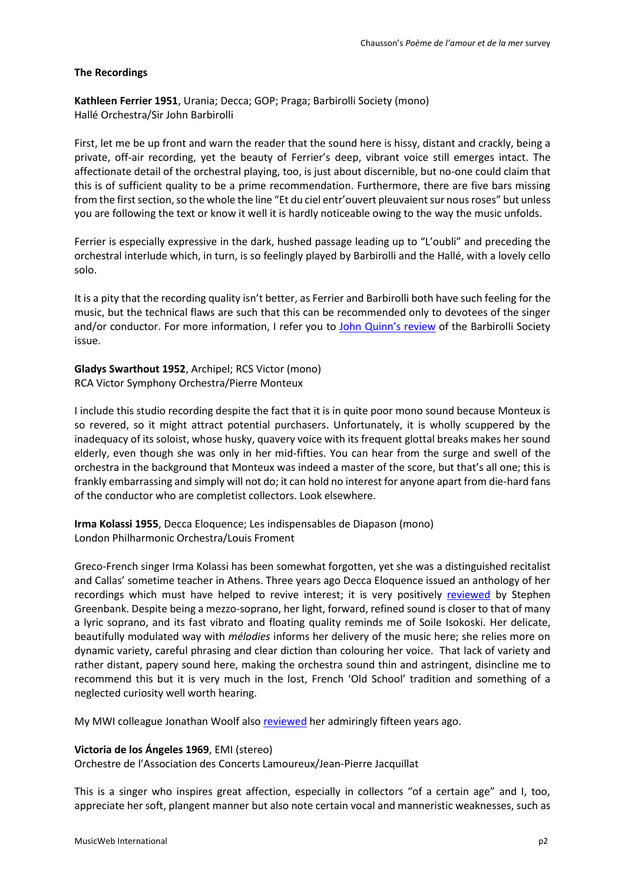**The Recordings**

**Kathleen Ferrier 1951**, Urania; Decca; GOP; Praga; Barbirolli Society (mono)
Hallé Orchestra/Sir John Barbirolli

First, let me be up front and warn the reader that the sound here is hissy, distant and crackly, being a private, off-air recording, yet the beauty of Ferrier's deep, vibrant voice still emerges intact. The affectionate detail of the orchestral playing, too, is just about discernible, but no-one could claim that this is of sufficient quality to be a prime recommendation. Furthermore, there are five bars missing from the first section, so the whole the line "Et du ciel entr'ouvert pleuvaient sur nous roses" but unless you are following the text or know it well it is hardly noticeable owing to the way the music unfolds.

Ferrier is especially expressive in the dark, hushed passage leading up to "L'oubli" and preceding the orchestral interlude which, in turn, is so feelingly played by Barbirolli and the Hallé, with a lovely cello solo.

It is a pity that the recording quality isn't better, as Ferrier and Barbirolli both have such feeling for the music, but the technical flaws are such that this can be recommended only to devotees of the singer and/or conductor. For more information, I refer you to John Quinn's review of the Barbirolli Society issue.

**Gladys Swarthout 1952**, Archipel; RCS Victor (mono)
RCA Victor Symphony Orchestra/Pierre Monteux

I include this studio recording despite the fact that it is in quite poor mono sound because Monteux is so revered, so it might attract potential purchasers. Unfortunately, it is wholly scuppered by the inadequacy of its soloist, whose husky, quavery voice with its frequent glottal breaks makes her sound elderly, even though she was only in her mid-fifties. You can hear from the surge and swell of the orchestra in the background that Monteux was indeed a master of the score, but that's all one; this is frankly embarrassing and simply will not do; it can hold no interest for anyone apart from die-hard fans of the conductor who are completist collectors. Look elsewhere.

**Irma Kolassi 1955**, Decca Eloquence; Les indispensables de Diapason (mono)
London Philharmonic Orchestra/Louis Froment

Greco-French singer Irma Kolassi has been somewhat forgotten, yet she was a distinguished recitalist and Callas' sometime teacher in Athens. Three years ago Decca Eloquence issued an anthology of her recordings which must have helped to revive interest; it is very positively reviewed by Stephen Greenbank. Despite being a mezzo-soprano, her light, forward, refined sound is closer to that of many a lyric soprano, and its fast vibrato and floating quality reminds me of Soile Isokoski. Her delicate, beautifully modulated way with *mélodies* informs her delivery of the music here; she relies more on dynamic variety, careful phrasing and clear diction than colouring her voice. That lack of variety and rather distant, papery sound here, making the orchestra sound thin and astringent, disincline me to recommend this but it is very much in the lost, French 'Old School' tradition and something of a neglected curiosity well worth hearing.

My MWI colleague Jonathan Woolf also reviewed her admiringly fifteen years ago.

**Victoria de los Ángeles 1969**, EMI (stereo)
Orchestre de l'Association des Concerts Lamoureux/Jean-Pierre Jacquillat

This is a singer who inspires great affection, especially in collectors "of a certain age" and I, too, appreciate her soft, plangent manner but also note certain vocal and manneristic weaknesses, such as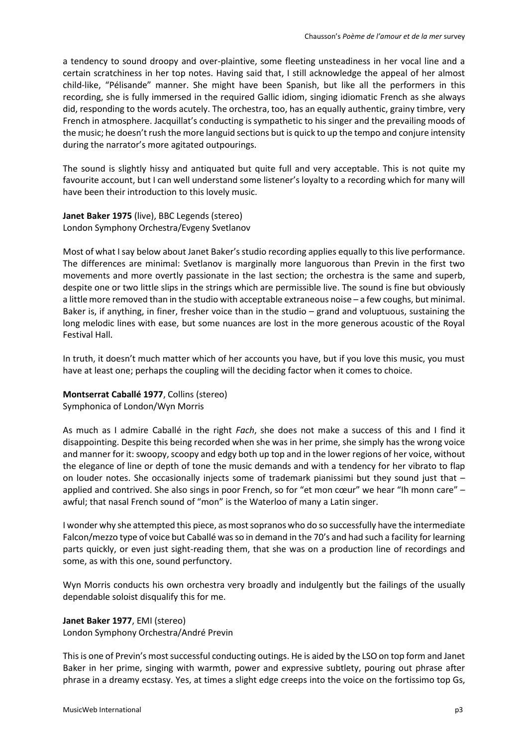a tendency to sound droopy and over-plaintive, some fleeting unsteadiness in her vocal line and a certain scratchiness in her top notes. Having said that, I still acknowledge the appeal of her almost child-like, "Pélisande" manner. She might have been Spanish, but like all the performers in this recording, she is fully immersed in the required Gallic idiom, singing idiomatic French as she always did, responding to the words acutely. The orchestra, too, has an equally authentic, grainy timbre, very French in atmosphere. Jacquillat's conducting is sympathetic to his singer and the prevailing moods of the music; he doesn't rush the more languid sections but is quick to up the tempo and conjure intensity during the narrator's more agitated outpourings.

The sound is slightly hissy and antiquated but quite full and very acceptable. This is not quite my favourite account, but I can well understand some listener's loyalty to a recording which for many will have been their introduction to this lovely music.

**Janet Baker 1975** (live), BBC Legends (stereo)
London Symphony Orchestra/Evgeny Svetlanov

Most of what I say below about Janet Baker's studio recording applies equally to this live performance. The differences are minimal: Svetlanov is marginally more languorous than Previn in the first two movements and more overtly passionate in the last section; the orchestra is the same and superb, despite one or two little slips in the strings which are permissible live. The sound is fine but obviously a little more removed than in the studio with acceptable extraneous noise – a few coughs, but minimal. Baker is, if anything, in finer, fresher voice than in the studio – grand and voluptuous, sustaining the long melodic lines with ease, but some nuances are lost in the more generous acoustic of the Royal Festival Hall.

In truth, it doesn't much matter which of her accounts you have, but if you love this music, you must have at least one; perhaps the coupling will the deciding factor when it comes to choice.

**Montserrat Caballé 1977**, Collins (stereo)
Symphonica of London/Wyn Morris

As much as I admire Caballé in the right *Fach*, she does not make a success of this and I find it disappointing. Despite this being recorded when she was in her prime, she simply has the wrong voice and manner for it: swoopy, scoopy and edgy both up top and in the lower regions of her voice, without the elegance of line or depth of tone the music demands and with a tendency for her vibrato to flap on louder notes. She occasionally injects some of trademark pianissimi but they sound just that – applied and contrived. She also sings in poor French, so for "et mon cœur" we hear "Ih monn care" – awful; that nasal French sound of "mon" is the Waterloo of many a Latin singer.

I wonder why she attempted this piece, as most sopranos who do so successfully have the intermediate Falcon/mezzo type of voice but Caballé was so in demand in the 70's and had such a facility for learning parts quickly, or even just sight-reading them, that she was on a production line of recordings and some, as with this one, sound perfunctory.

Wyn Morris conducts his own orchestra very broadly and indulgently but the failings of the usually dependable soloist disqualify this for me.

**Janet Baker 1977**, EMI (stereo)
London Symphony Orchestra/André Previn

This is one of Previn's most successful conducting outings. He is aided by the LSO on top form and Janet Baker in her prime, singing with warmth, power and expressive subtlety, pouring out phrase after phrase in a dreamy ecstasy. Yes, at times a slight edge creeps into the voice on the fortissimo top Gs,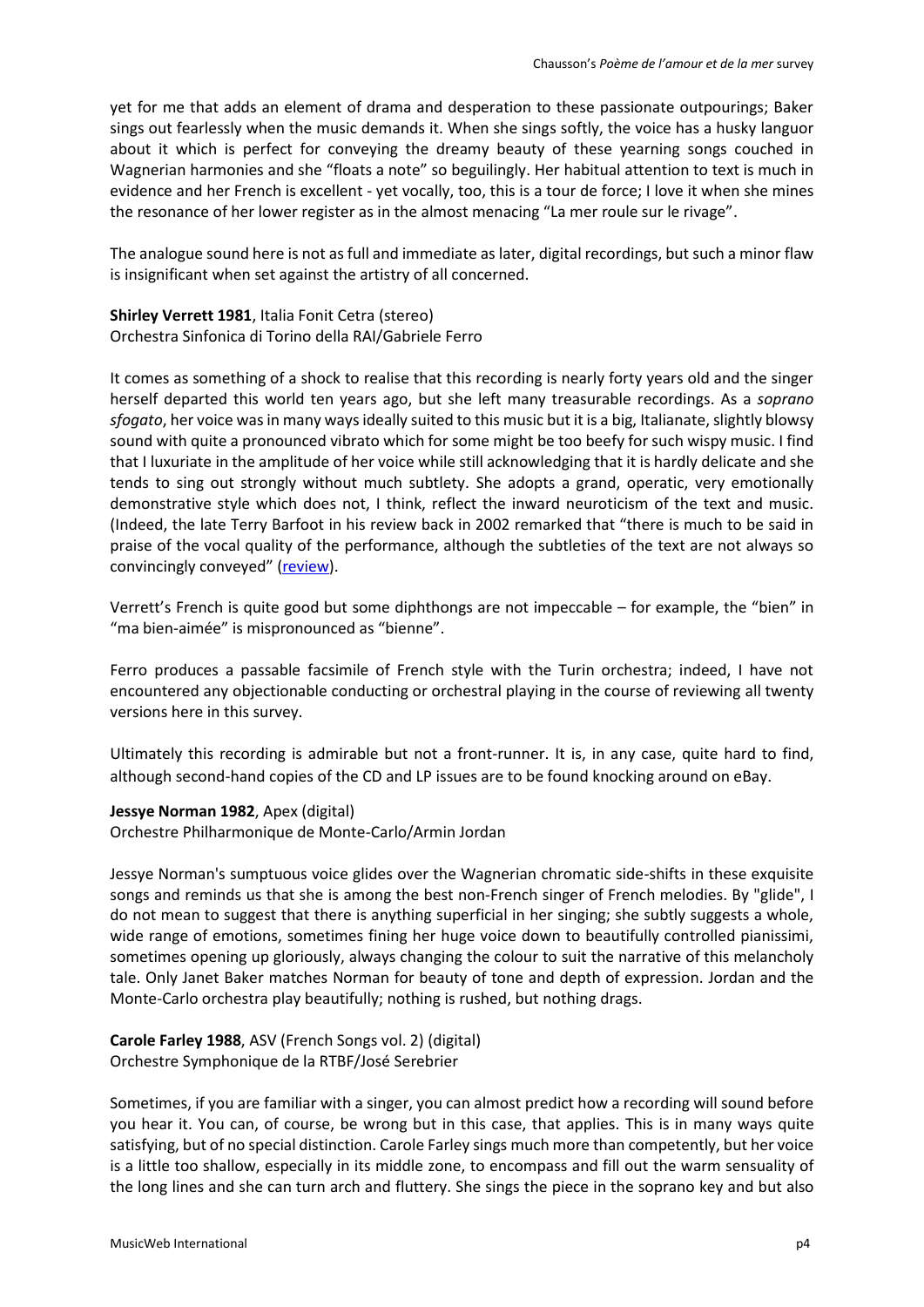yet for me that adds an element of drama and desperation to these passionate outpourings; Baker sings out fearlessly when the music demands it. When she sings softly, the voice has a husky languor about it which is perfect for conveying the dreamy beauty of these yearning songs couched in Wagnerian harmonies and she "floats a note" so beguilingly. Her habitual attention to text is much in evidence and her French is excellent - yet vocally, too, this is a tour de force; I love it when she mines the resonance of her lower register as in the almost menacing "La mer roule sur le rivage".

The analogue sound here is not as full and immediate as later, digital recordings, but such a minor flaw is insignificant when set against the artistry of all concerned.

**Shirley Verrett 1981**, Italia Fonit Cetra (stereo)
Orchestra Sinfonica di Torino della RAI/Gabriele Ferro

It comes as something of a shock to realise that this recording is nearly forty years old and the singer herself departed this world ten years ago, but she left many treasurable recordings. As a *soprano sfogato*, her voice was in many ways ideally suited to this music but it is a big, Italianate, slightly blowsy sound with quite a pronounced vibrato which for some might be too beefy for such wispy music. I find that I luxuriate in the amplitude of her voice while still acknowledging that it is hardly delicate and she tends to sing out strongly without much subtlety. She adopts a grand, operatic, very emotionally demonstrative style which does not, I think, reflect the inward neuroticism of the text and music. (Indeed, the late Terry Barfoot in his review back in 2002 remarked that "there is much to be said in praise of the vocal quality of the performance, although the subtleties of the text are not always so convincingly conveyed" (review).

Verrett's French is quite good but some diphthongs are not impeccable – for example, the "bien" in "ma bien-aimée" is mispronounced as "bienne".

Ferro produces a passable facsimile of French style with the Turin orchestra; indeed, I have not encountered any objectionable conducting or orchestral playing in the course of reviewing all twenty versions here in this survey.

Ultimately this recording is admirable but not a front-runner. It is, in any case, quite hard to find, although second-hand copies of the CD and LP issues are to be found knocking around on eBay.

**Jessye Norman 1982**, Apex (digital)
Orchestre Philharmonique de Monte-Carlo/Armin Jordan

Jessye Norman's sumptuous voice glides over the Wagnerian chromatic side-shifts in these exquisite songs and reminds us that she is among the best non-French singer of French melodies. By "glide", I do not mean to suggest that there is anything superficial in her singing; she subtly suggests a whole, wide range of emotions, sometimes fining her huge voice down to beautifully controlled pianissimi, sometimes opening up gloriously, always changing the colour to suit the narrative of this melancholy tale. Only Janet Baker matches Norman for beauty of tone and depth of expression. Jordan and the Monte-Carlo orchestra play beautifully; nothing is rushed, but nothing drags.

**Carole Farley 1988**, ASV (French Songs vol. 2) (digital)
Orchestre Symphonique de la RTBF/José Serebrier

Sometimes, if you are familiar with a singer, you can almost predict how a recording will sound before you hear it. You can, of course, be wrong but in this case, that applies. This is in many ways quite satisfying, but of no special distinction. Carole Farley sings much more than competently, but her voice is a little too shallow, especially in its middle zone, to encompass and fill out the warm sensuality of the long lines and she can turn arch and fluttery. She sings the piece in the soprano key and but also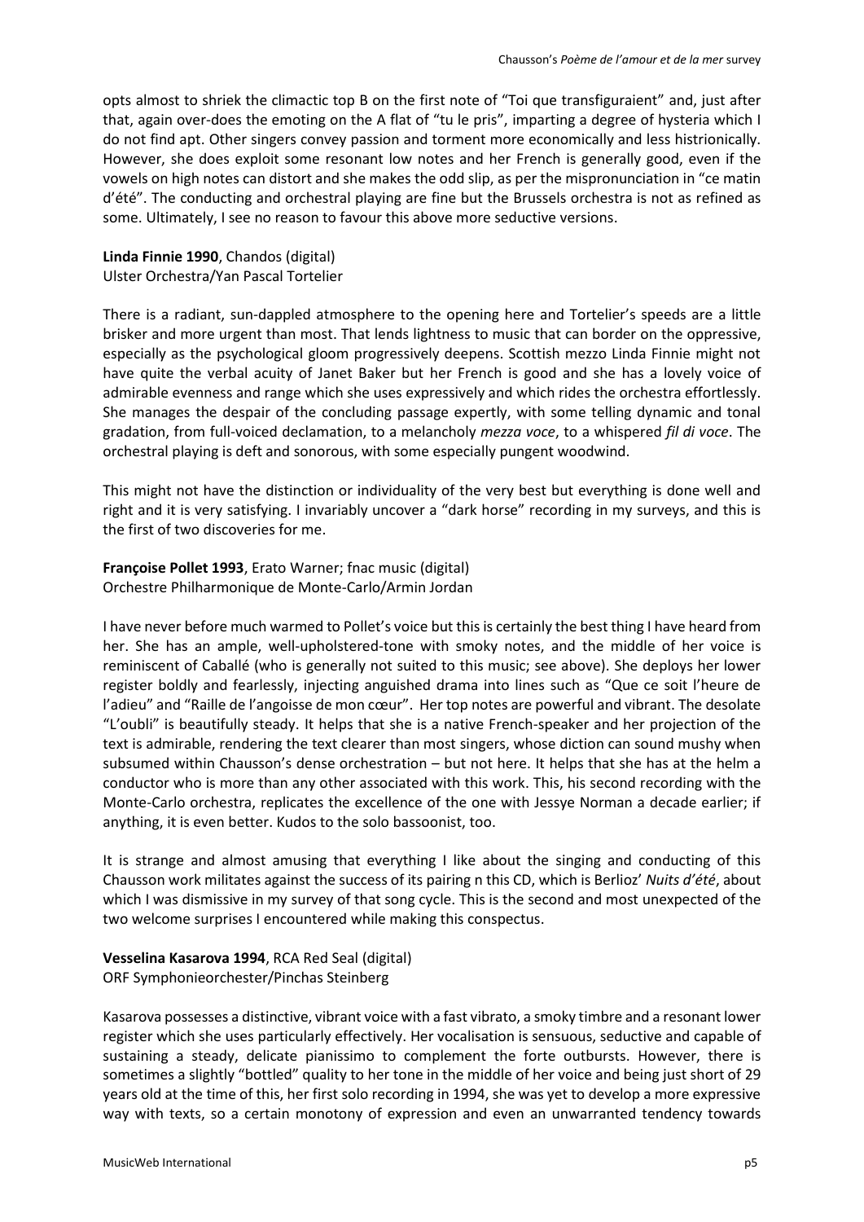opts almost to shriek the climactic top B on the first note of "Toi que transfiguraient" and, just after that, again over-does the emoting on the A flat of "tu le pris", imparting a degree of hysteria which I do not find apt. Other singers convey passion and torment more economically and less histrionically. However, she does exploit some resonant low notes and her French is generally good, even if the vowels on high notes can distort and she makes the odd slip, as per the mispronunciation in "ce matin d'été". The conducting and orchestral playing are fine but the Brussels orchestra is not as refined as some. Ultimately, I see no reason to favour this above more seductive versions.

**Linda Finnie 1990**, Chandos (digital)
Ulster Orchestra/Yan Pascal Tortelier

There is a radiant, sun-dappled atmosphere to the opening here and Tortelier's speeds are a little brisker and more urgent than most. That lends lightness to music that can border on the oppressive, especially as the psychological gloom progressively deepens. Scottish mezzo Linda Finnie might not have quite the verbal acuity of Janet Baker but her French is good and she has a lovely voice of admirable evenness and range which she uses expressively and which rides the orchestra effortlessly. She manages the despair of the concluding passage expertly, with some telling dynamic and tonal gradation, from full-voiced declamation, to a melancholy *mezza voce*, to a whispered *fil di voce*. The orchestral playing is deft and sonorous, with some especially pungent woodwind.

This might not have the distinction or individuality of the very best but everything is done well and right and it is very satisfying. I invariably uncover a "dark horse" recording in my surveys, and this is the first of two discoveries for me.

**Françoise Pollet 1993**, Erato Warner; fnac music (digital)
Orchestre Philharmonique de Monte-Carlo/Armin Jordan

I have never before much warmed to Pollet's voice but this is certainly the best thing I have heard from her. She has an ample, well-upholstered-tone with smoky notes, and the middle of her voice is reminiscent of Caballé (who is generally not suited to this music; see above). She deploys her lower register boldly and fearlessly, injecting anguished drama into lines such as "Que ce soit l'heure de l'adieu" and "Raille de l'angoisse de mon cœur". Her top notes are powerful and vibrant. The desolate "L'oubli" is beautifully steady. It helps that she is a native French-speaker and her projection of the text is admirable, rendering the text clearer than most singers, whose diction can sound mushy when subsumed within Chausson's dense orchestration – but not here. It helps that she has at the helm a conductor who is more than any other associated with this work. This, his second recording with the Monte-Carlo orchestra, replicates the excellence of the one with Jessye Norman a decade earlier; if anything, it is even better. Kudos to the solo bassoonist, too.

It is strange and almost amusing that everything I like about the singing and conducting of this Chausson work militates against the success of its pairing n this CD, which is Berlioz' *Nuits d'été*, about which I was dismissive in my survey of that song cycle. This is the second and most unexpected of the two welcome surprises I encountered while making this conspectus.

**Vesselina Kasarova 1994**, RCA Red Seal (digital)
ORF Symphonieorchester/Pinchas Steinberg

Kasarova possesses a distinctive, vibrant voice with a fast vibrato, a smoky timbre and a resonant lower register which she uses particularly effectively. Her vocalisation is sensuous, seductive and capable of sustaining a steady, delicate pianissimo to complement the forte outbursts. However, there is sometimes a slightly "bottled" quality to her tone in the middle of her voice and being just short of 29 years old at the time of this, her first solo recording in 1994, she was yet to develop a more expressive way with texts, so a certain monotony of expression and even an unwarranted tendency towards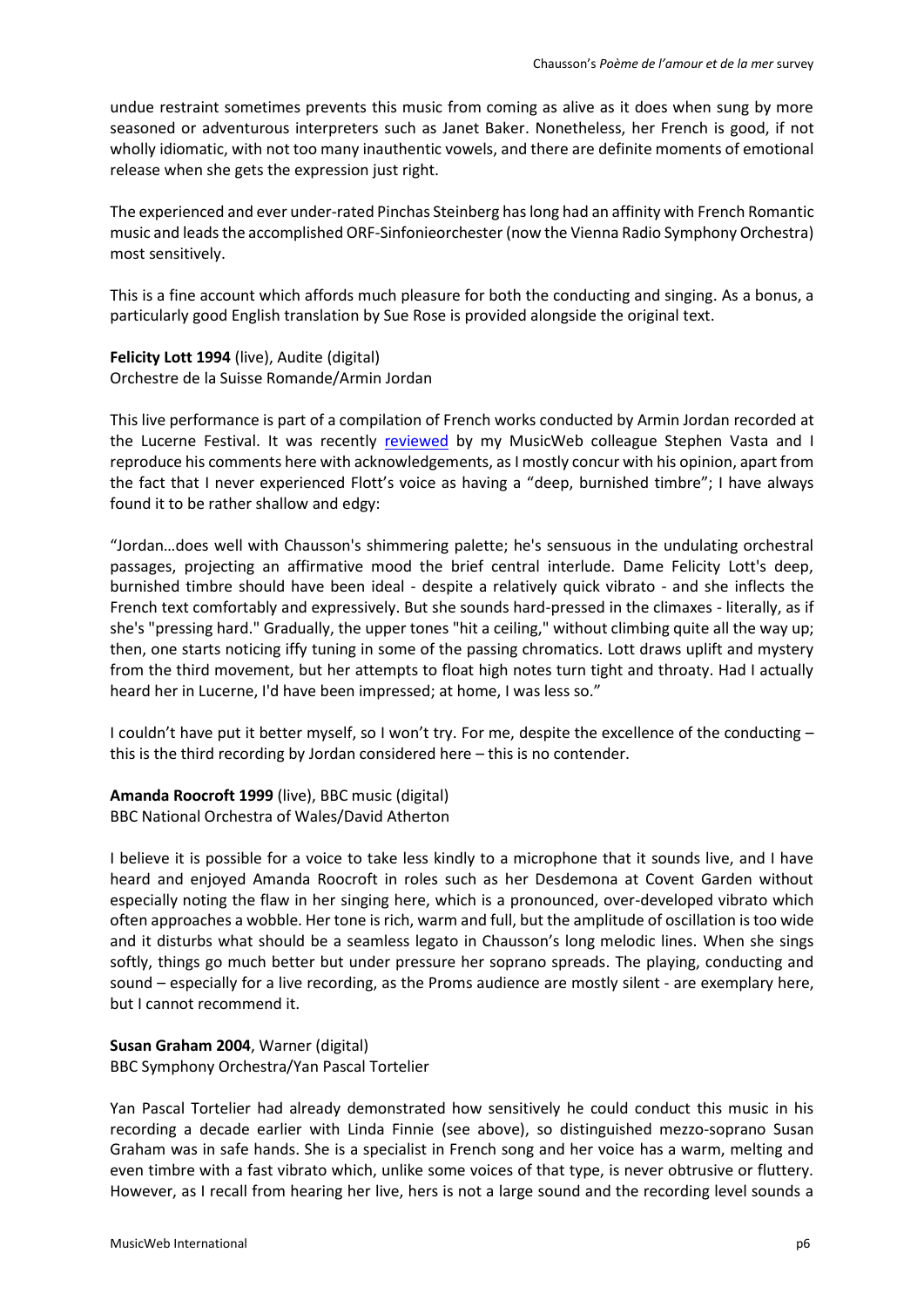undue restraint sometimes prevents this music from coming as alive as it does when sung by more seasoned or adventurous interpreters such as Janet Baker. Nonetheless, her French is good, if not wholly idiomatic, with not too many inauthentic vowels, and there are definite moments of emotional release when she gets the expression just right.

The experienced and ever under-rated Pinchas Steinberg has long had an affinity with French Romantic music and leads the accomplished ORF-Sinfonieorchester (now the Vienna Radio Symphony Orchestra) most sensitively.

This is a fine account which affords much pleasure for both the conducting and singing. As a bonus, a particularly good English translation by Sue Rose is provided alongside the original text.

**Felicity Lott 1994** (live), Audite (digital)
Orchestre de la Suisse Romande/Armin Jordan

This live performance is part of a compilation of French works conducted by Armin Jordan recorded at the Lucerne Festival. It was recently reviewed by my MusicWeb colleague Stephen Vasta and I reproduce his comments here with acknowledgements, as I mostly concur with his opinion, apart from the fact that I never experienced Flott's voice as having a "deep, burnished timbre"; I have always found it to be rather shallow and edgy:

"Jordan…does well with Chausson's shimmering palette; he's sensuous in the undulating orchestral passages, projecting an affirmative mood the brief central interlude. Dame Felicity Lott's deep, burnished timbre should have been ideal - despite a relatively quick vibrato - and she inflects the French text comfortably and expressively. But she sounds hard-pressed in the climaxes - literally, as if she's "pressing hard." Gradually, the upper tones "hit a ceiling," without climbing quite all the way up; then, one starts noticing iffy tuning in some of the passing chromatics. Lott draws uplift and mystery from the third movement, but her attempts to float high notes turn tight and throaty. Had I actually heard her in Lucerne, I'd have been impressed; at home, I was less so."

I couldn't have put it better myself, so I won't try. For me, despite the excellence of the conducting – this is the third recording by Jordan considered here – this is no contender.

**Amanda Roocroft 1999** (live), BBC music (digital)
BBC National Orchestra of Wales/David Atherton

I believe it is possible for a voice to take less kindly to a microphone that it sounds live, and I have heard and enjoyed Amanda Roocroft in roles such as her Desdemona at Covent Garden without especially noting the flaw in her singing here, which is a pronounced, over-developed vibrato which often approaches a wobble. Her tone is rich, warm and full, but the amplitude of oscillation is too wide and it disturbs what should be a seamless legato in Chausson's long melodic lines. When she sings softly, things go much better but under pressure her soprano spreads. The playing, conducting and sound – especially for a live recording, as the Proms audience are mostly silent - are exemplary here, but I cannot recommend it.

**Susan Graham 2004**, Warner (digital)
BBC Symphony Orchestra/Yan Pascal Tortelier

Yan Pascal Tortelier had already demonstrated how sensitively he could conduct this music in his recording a decade earlier with Linda Finnie (see above), so distinguished mezzo-soprano Susan Graham was in safe hands. She is a specialist in French song and her voice has a warm, melting and even timbre with a fast vibrato which, unlike some voices of that type, is never obtrusive or fluttery. However, as I recall from hearing her live, hers is not a large sound and the recording level sounds a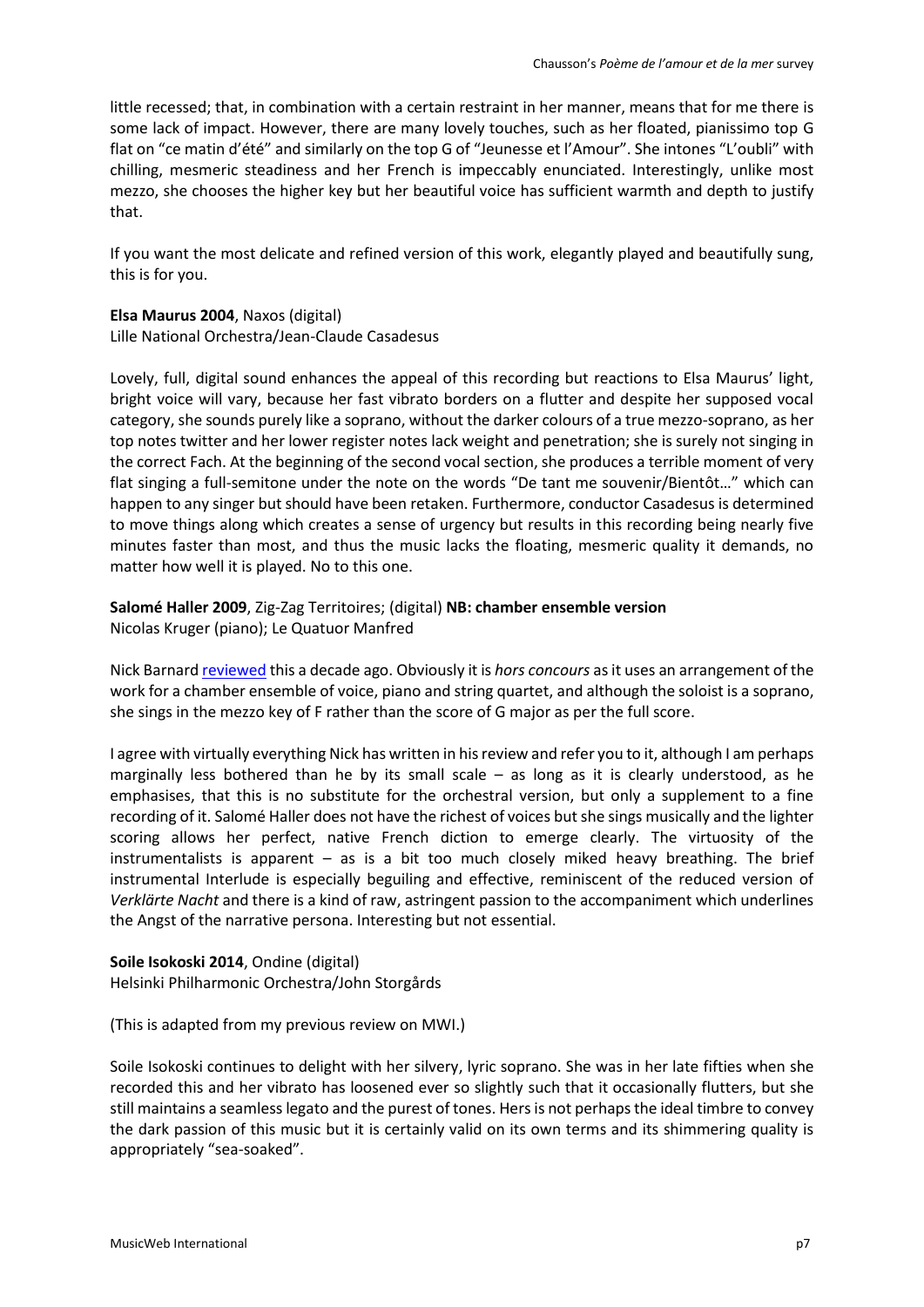little recessed; that, in combination with a certain restraint in her manner, means that for me there is some lack of impact. However, there are many lovely touches, such as her floated, pianissimo top G flat on "ce matin d'été" and similarly on the top G of "Jeunesse et l'Amour". She intones "L'oubli" with chilling, mesmeric steadiness and her French is impeccably enunciated. Interestingly, unlike most mezzo, she chooses the higher key but her beautiful voice has sufficient warmth and depth to justify that.

If you want the most delicate and refined version of this work, elegantly played and beautifully sung, this is for you.

**Elsa Maurus 2004**, Naxos (digital)
Lille National Orchestra/Jean-Claude Casadesus

Lovely, full, digital sound enhances the appeal of this recording but reactions to Elsa Maurus' light, bright voice will vary, because her fast vibrato borders on a flutter and despite her supposed vocal category, she sounds purely like a soprano, without the darker colours of a true mezzo-soprano, as her top notes twitter and her lower register notes lack weight and penetration; she is surely not singing in the correct Fach. At the beginning of the second vocal section, she produces a terrible moment of very flat singing a full-semitone under the note on the words "De tant me souvenir/Bientôt…" which can happen to any singer but should have been retaken. Furthermore, conductor Casadesus is determined to move things along which creates a sense of urgency but results in this recording being nearly five minutes faster than most, and thus the music lacks the floating, mesmeric quality it demands, no matter how well it is played. No to this one.

**Salomé Haller 2009**, Zig-Zag Territoires; (digital) **NB: chamber ensemble version**
Nicolas Kruger (piano); Le Quatuor Manfred

Nick Barnard reviewed this a decade ago. Obviously it is *hors concours* as it uses an arrangement of the work for a chamber ensemble of voice, piano and string quartet, and although the soloist is a soprano, she sings in the mezzo key of F rather than the score of G major as per the full score.

I agree with virtually everything Nick has written in his review and refer you to it, although I am perhaps marginally less bothered than he by its small scale – as long as it is clearly understood, as he emphasises, that this is no substitute for the orchestral version, but only a supplement to a fine recording of it. Salomé Haller does not have the richest of voices but she sings musically and the lighter scoring allows her perfect, native French diction to emerge clearly. The virtuosity of the instrumentalists is apparent – as is a bit too much closely miked heavy breathing. The brief instrumental Interlude is especially beguiling and effective, reminiscent of the reduced version of *Verklärte Nacht* and there is a kind of raw, astringent passion to the accompaniment which underlines the Angst of the narrative persona. Interesting but not essential.

**Soile Isokoski 2014**, Ondine (digital)
Helsinki Philharmonic Orchestra/John Storgårds

(This is adapted from my previous review on MWI.)

Soile Isokoski continues to delight with her silvery, lyric soprano. She was in her late fifties when she recorded this and her vibrato has loosened ever so slightly such that it occasionally flutters, but she still maintains a seamless legato and the purest of tones. Hers is not perhaps the ideal timbre to convey the dark passion of this music but it is certainly valid on its own terms and its shimmering quality is appropriately "sea-soaked".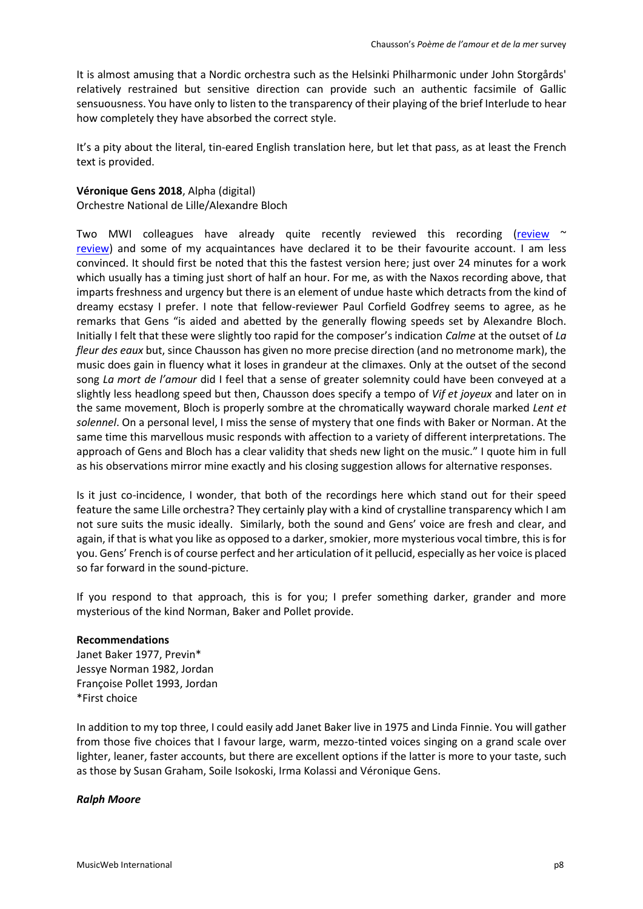It is almost amusing that a Nordic orchestra such as the Helsinki Philharmonic under John Storgårds' relatively restrained but sensitive direction can provide such an authentic facsimile of Gallic sensuousness. You have only to listen to the transparency of their playing of the brief Interlude to hear how completely they have absorbed the correct style.

It's a pity about the literal, tin-eared English translation here, but let that pass, as at least the French text is provided.

**Véronique Gens 2018**, Alpha (digital)
Orchestre National de Lille/Alexandre Bloch

Two MWI colleagues have already quite recently reviewed this recording (review ~ review) and some of my acquaintances have declared it to be their favourite account. I am less convinced. It should first be noted that this the fastest version here; just over 24 minutes for a work which usually has a timing just short of half an hour. For me, as with the Naxos recording above, that imparts freshness and urgency but there is an element of undue haste which detracts from the kind of dreamy ecstasy I prefer. I note that fellow-reviewer Paul Corfield Godfrey seems to agree, as he remarks that Gens "is aided and abetted by the generally flowing speeds set by Alexandre Bloch. Initially I felt that these were slightly too rapid for the composer's indication *Calme* at the outset of *La fleur des eaux* but, since Chausson has given no more precise direction (and no metronome mark), the music does gain in fluency what it loses in grandeur at the climaxes. Only at the outset of the second song *La mort de l'amour* did I feel that a sense of greater solemnity could have been conveyed at a slightly less headlong speed but then, Chausson does specify a tempo of *Vif et joyeux* and later on in the same movement, Bloch is properly sombre at the chromatically wayward chorale marked *Lent et solennel*. On a personal level, I miss the sense of mystery that one finds with Baker or Norman. At the same time this marvellous music responds with affection to a variety of different interpretations. The approach of Gens and Bloch has a clear validity that sheds new light on the music." I quote him in full as his observations mirror mine exactly and his closing suggestion allows for alternative responses.

Is it just co-incidence, I wonder, that both of the recordings here which stand out for their speed feature the same Lille orchestra? They certainly play with a kind of crystalline transparency which I am not sure suits the music ideally. Similarly, both the sound and Gens' voice are fresh and clear, and again, if that is what you like as opposed to a darker, smokier, more mysterious vocal timbre, this is for you. Gens' French is of course perfect and her articulation of it pellucid, especially as her voice is placed so far forward in the sound-picture.

If you respond to that approach, this is for you; I prefer something darker, grander and more mysterious of the kind Norman, Baker and Pollet provide.

**Recommendations**
Janet Baker 1977, Previn*
Jessye Norman 1982, Jordan
Françoise Pollet 1993, Jordan
*First choice

In addition to my top three, I could easily add Janet Baker live in 1975 and Linda Finnie. You will gather from those five choices that I favour large, warm, mezzo-tinted voices singing on a grand scale over lighter, leaner, faster accounts, but there are excellent options if the latter is more to your taste, such as those by Susan Graham, Soile Isokoski, Irma Kolassi and Véronique Gens.

***Ralph Moore***